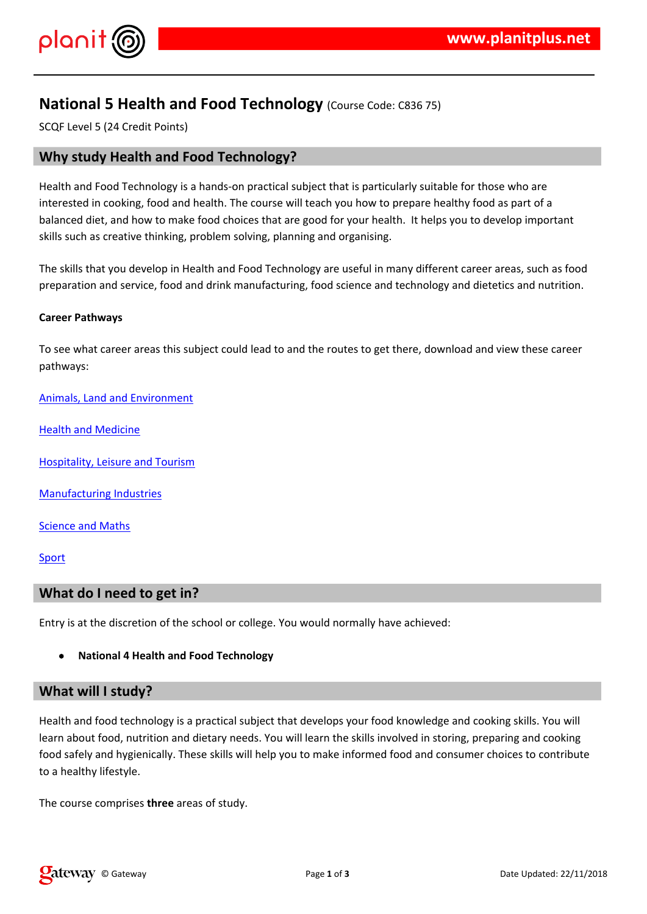# National 5 Health and Food Technology (Course Code: C836 75)

SCQF Level 5 (24 Credit Points)

## Why study Health and Food Technology?

Health and Food Technology is a hands-on practical subject that is particularly suitable for those who are interested in cooking, food and health. The course will teach you how to prepare healthy food as part of a balanced diet, and how to make food choices that are good for your health. It helps you to develop important skills such as creative thinking, problem solving, planning and organising.

The skills that you develop in Health and Food Technology are useful in many different career areas, such as food preparation and service, food and drink manufacturing, food science and technology and dietetics and nutrition.

**Career Pathways**

To see what career areas this subject could lead to and the routes to get there, download and view these career pathways:

Animals, Land and Environment

Health and Medicine

Hospitality, Leisure and Tourism

Manufacturing Industries

Science and Maths

Sport

## What do I need to get in?

Entry is at the discretion of the school or college. You would normally have achieved:

- **National 4 Health and Food Technology**

## What will I study?

Health and food technology is a practical subject that develops your food knowledge and cooking skills. You will learn about food, nutrition and dietary needs. You will learn the skills involved in storing, preparing and cooking food safely and hygienically. These skills will help you to make informed food and consumer choices to contribute to a healthy lifestyle.

The course comprises **three** areas of study.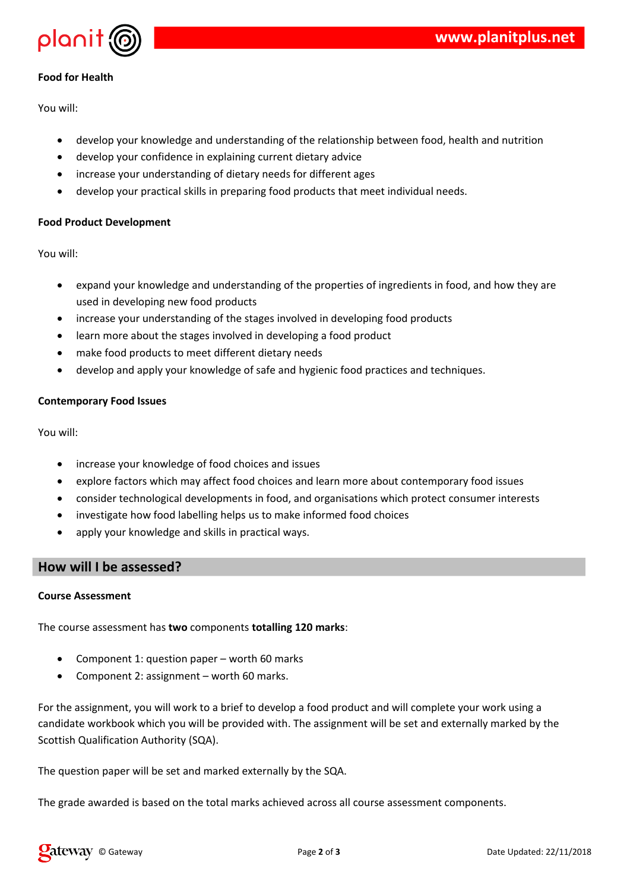**Food for Health**

You will:

- develop your knowledge and understanding of the relationship between food, health and nutrition
- develop your confidence in explaining current dietary advice
- increase your understanding of dietary needs for different ages
- develop your practical skills in preparing food products that meet individual needs.

**Food Product Development**

You will:

- expand your knowledge and understanding of the properties of ingredients in food, and how they are used in developing new food products
- increase your understanding of the stages involved in developing food products
- learn more about the stages involved in developing a food product
- make food products to meet different dietary needs
- develop and apply your knowledge of safe and hygienic food practices and techniques.

**Contemporary Food Issues**

You will:

- increase your knowledge of food choices and issues
- explore factors which may affect food choices and learn more about contemporary food issues
- consider technological developments in food, and organisations which protect consumer interests
- investigate how food labelling helps us to make informed food choices
- apply your knowledge and skills in practical ways.

## How will I be assessed?

**Course Assessment**

The course assessment has **two** components **totalling 120 marks**:

- Component 1: question paper – worth 60 marks
- Component 2: assignment – worth 60 marks.

For the assignment, you will work to a brief to develop a food product and will complete your work using a candidate workbook which you will be provided with. The assignment will be set and externally marked by the Scottish Qualification Authority (SQA).

The question paper will be set and marked externally by the SQA.

The grade awarded is based on the total marks achieved across all course assessment components.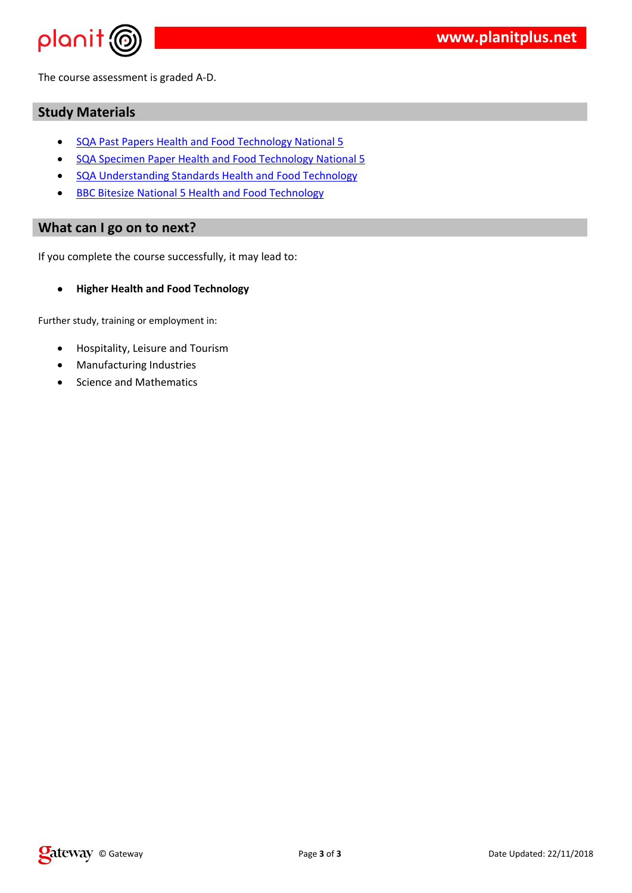The course assessment is graded A-D.

## Study Materials

- SQA Past Papers Health and Food Technology National 5
- SQA Specimen Paper Health and Food Technology National 5
- SQA Understanding Standards Health and Food Technology
- BBC Bitesize National 5 Health and Food Technology

## What can I go on to next?

If you complete the course successfully, it may lead to:

- **Higher Health and Food Technology**

Further study, training or employment in:

- Hospitality, Leisure and Tourism
- Manufacturing Industries
- Science and Mathematics